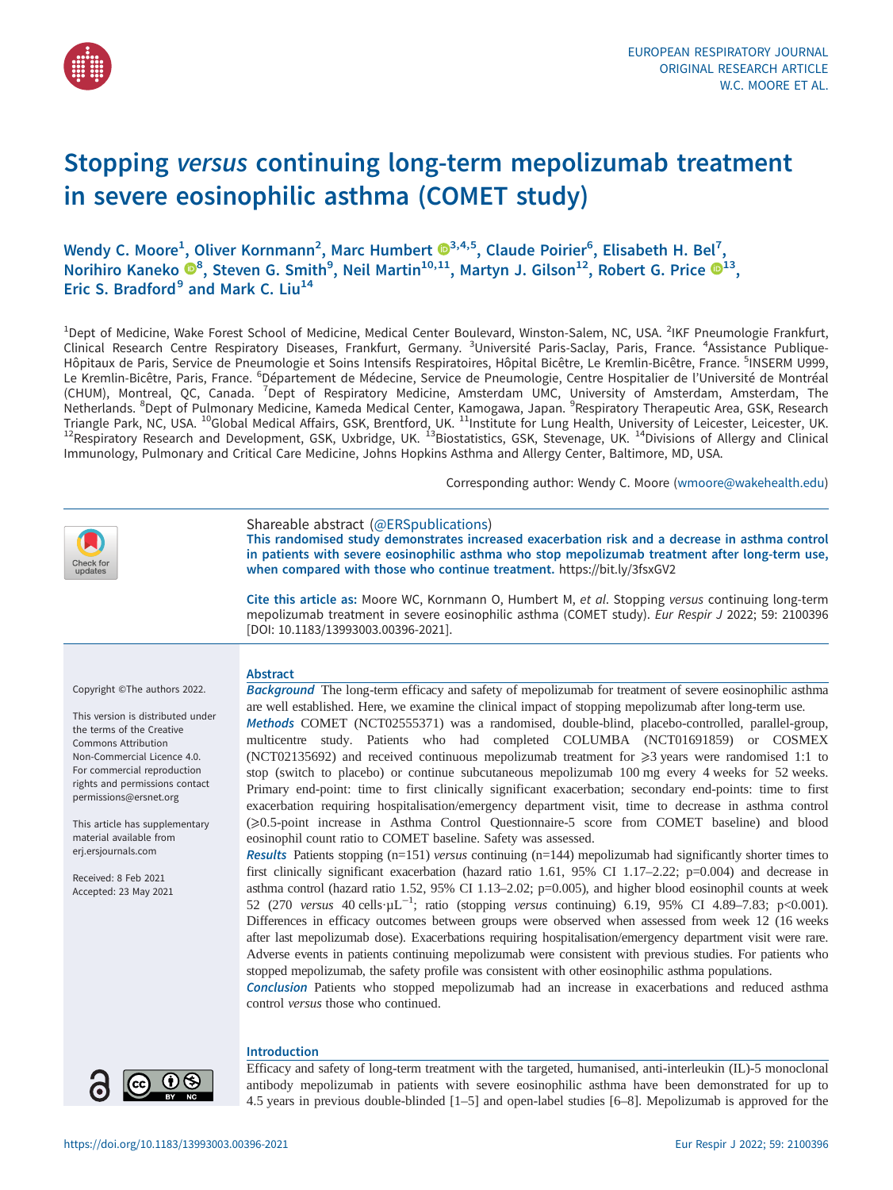# Stopping *versus* continuing long-term mepolizumab treatment in severe eosinophilic asthma (COMET study)

Wendy C. Moore[1], Oliver Kornmann[2], Marc Humbert[3,4,5], Claude Poirier[6], Elisabeth H. Bel[7], Norihiro Kaneko[8], Steven G. Smith[9], Neil Martin[10,11], Martyn J. Gilson[12], Robert G. Price[13], Eric S. Bradford[9] and Mark C. Liu[14]

[1]Dept of Medicine, Wake Forest School of Medicine, Medical Center Boulevard, Winston-Salem, NC, USA. [2]IKF Pneumologie Frankfurt, Clinical Research Centre Respiratory Diseases, Frankfurt, Germany. [3]Université Paris-Saclay, Paris, France. [4]Assistance Publique-Hôpitaux de Paris, Service de Pneumologie et Soins Intensifs Respiratoires, Hôpital Bicêtre, Le Kremlin-Bicêtre, France. [5]INSERM U999, Le Kremlin-Bicêtre, Paris, France. [6]Département de Médecine, Service de Pneumologie, Centre Hospitalier de l'Université de Montréal (CHUM), Montreal, QC, Canada. [7]Dept of Respiratory Medicine, Amsterdam UMC, University of Amsterdam, Amsterdam, The Netherlands. [8]Dept of Pulmonary Medicine, Kameda Medical Center, Kamogawa, Japan. [9]Respiratory Therapeutic Area, GSK, Research Triangle Park, NC, USA. [10]Global Medical Affairs, GSK, Brentford, UK. [11]Institute for Lung Health, University of Leicester, Leicester, UK. [12]Respiratory Research and Development, GSK, Uxbridge, UK. [13]Biostatistics, GSK, Stevenage, UK. [14]Divisions of Allergy and Clinical Immunology, Pulmonary and Critical Care Medicine, Johns Hopkins Asthma and Allergy Center, Baltimore, MD, USA.

Corresponding author: Wendy C. Moore (wmoore@wakehealth.edu)

Shareable abstract (@ERSpublications)
**This randomised study demonstrates increased exacerbation risk and a decrease in asthma control in patients with severe eosinophilic asthma who stop mepolizumab treatment after long-term use, when compared with those who continue treatment.** https://bit.ly/3fsxGV2

**Cite this article as:** Moore WC, Kornmann O, Humbert M, *et al*. Stopping *versus* continuing long-term mepolizumab treatment in severe eosinophilic asthma (COMET study). *Eur Respir J* 2022; 59: 2100396 [DOI: 10.1183/13993003.00396-2021].

Copyright ©The authors 2022.

This version is distributed under the terms of the Creative Commons Attribution Non-Commercial Licence 4.0. For commercial reproduction rights and permissions contact permissions@ersnet.org

This article has supplementary material available from erj.ersjournals.com

Received: 8 Feb 2021
Accepted: 23 May 2021

## Abstract

***Background*** The long-term efficacy and safety of mepolizumab for treatment of severe eosinophilic asthma are well established. Here, we examine the clinical impact of stopping mepolizumab after long-term use.

***Methods*** COMET (NCT02555371) was a randomised, double-blind, placebo-controlled, parallel-group, multicentre study. Patients who had completed COLUMBA (NCT01691859) or COSMEX (NCT02135692) and received continuous mepolizumab treatment for ⩾3 years were randomised 1:1 to stop (switch to placebo) or continue subcutaneous mepolizumab 100 mg every 4 weeks for 52 weeks. Primary end-point: time to first clinically significant exacerbation; secondary end-points: time to first exacerbation requiring hospitalisation/emergency department visit, time to decrease in asthma control (⩾0.5-point increase in Asthma Control Questionnaire-5 score from COMET baseline) and blood eosinophil count ratio to COMET baseline. Safety was assessed.

***Results*** Patients stopping (n=151) *versus* continuing (n=144) mepolizumab had significantly shorter times to first clinically significant exacerbation (hazard ratio 1.61, 95% CI 1.17–2.22; p=0.004) and decrease in asthma control (hazard ratio 1.52, 95% CI 1.13–2.02; p=0.005), and higher blood eosinophil counts at week 52 (270 *versus* 40 cells·µL$^{-1}$; ratio (stopping *versus* continuing) 6.19, 95% CI 4.89–7.83; p<0.001). Differences in efficacy outcomes between groups were observed when assessed from week 12 (16 weeks after last mepolizumab dose). Exacerbations requiring hospitalisation/emergency department visit were rare. Adverse events in patients continuing mepolizumab were consistent with previous studies. For patients who stopped mepolizumab, the safety profile was consistent with other eosinophilic asthma populations.

***Conclusion*** Patients who stopped mepolizumab had an increase in exacerbations and reduced asthma control *versus* those who continued.

## Introduction

Efficacy and safety of long-term treatment with the targeted, humanised, anti-interleukin (IL)-5 monoclonal antibody mepolizumab in patients with severe eosinophilic asthma have been demonstrated for up to 4.5 years in previous double-blinded [1–5] and open-label studies [6–8]. Mepolizumab is approved for the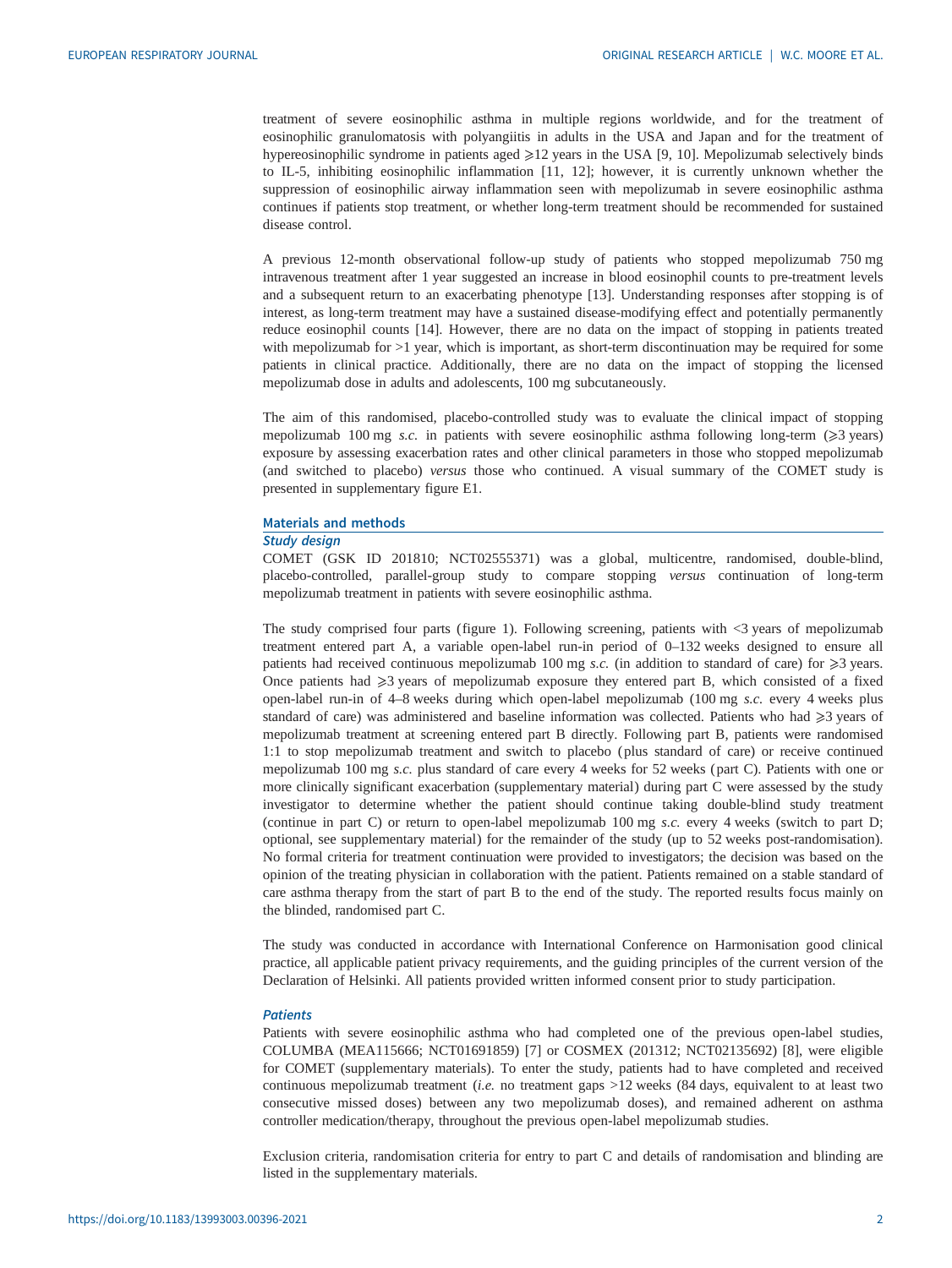treatment of severe eosinophilic asthma in multiple regions worldwide, and for the treatment of eosinophilic granulomatosis with polyangiitis in adults in the USA and Japan and for the treatment of hypereosinophilic syndrome in patients aged ⩾12 years in the USA [9, 10]. Mepolizumab selectively binds to IL-5, inhibiting eosinophilic inflammation [11, 12]; however, it is currently unknown whether the suppression of eosinophilic airway inflammation seen with mepolizumab in severe eosinophilic asthma continues if patients stop treatment, or whether long-term treatment should be recommended for sustained disease control.

A previous 12-month observational follow-up study of patients who stopped mepolizumab 750 mg intravenous treatment after 1 year suggested an increase in blood eosinophil counts to pre-treatment levels and a subsequent return to an exacerbating phenotype [13]. Understanding responses after stopping is of interest, as long-term treatment may have a sustained disease-modifying effect and potentially permanently reduce eosinophil counts [14]. However, there are no data on the impact of stopping in patients treated with mepolizumab for >1 year, which is important, as short-term discontinuation may be required for some patients in clinical practice. Additionally, there are no data on the impact of stopping the licensed mepolizumab dose in adults and adolescents, 100 mg subcutaneously.

The aim of this randomised, placebo-controlled study was to evaluate the clinical impact of stopping mepolizumab 100 mg *s.c.* in patients with severe eosinophilic asthma following long-term (⩾3 years) exposure by assessing exacerbation rates and other clinical parameters in those who stopped mepolizumab (and switched to placebo) *versus* those who continued. A visual summary of the COMET study is presented in supplementary figure E1.

## Materials and methods

### Study design

COMET (GSK ID 201810; NCT02555371) was a global, multicentre, randomised, double-blind, placebo-controlled, parallel-group study to compare stopping *versus* continuation of long-term mepolizumab treatment in patients with severe eosinophilic asthma.

The study comprised four parts (figure 1). Following screening, patients with <3 years of mepolizumab treatment entered part A, a variable open-label run-in period of 0–132 weeks designed to ensure all patients had received continuous mepolizumab 100 mg *s.c.* (in addition to standard of care) for ⩾3 years. Once patients had ⩾3 years of mepolizumab exposure they entered part B, which consisted of a fixed open-label run-in of 4–8 weeks during which open-label mepolizumab (100 mg *s.c.* every 4 weeks plus standard of care) was administered and baseline information was collected. Patients who had ⩾3 years of mepolizumab treatment at screening entered part B directly. Following part B, patients were randomised 1:1 to stop mepolizumab treatment and switch to placebo (plus standard of care) or receive continued mepolizumab 100 mg *s.c.* plus standard of care every 4 weeks for 52 weeks (part C). Patients with one or more clinically significant exacerbation (supplementary material) during part C were assessed by the study investigator to determine whether the patient should continue taking double-blind study treatment (continue in part C) or return to open-label mepolizumab 100 mg *s.c.* every 4 weeks (switch to part D; optional, see supplementary material) for the remainder of the study (up to 52 weeks post-randomisation). No formal criteria for treatment continuation were provided to investigators; the decision was based on the opinion of the treating physician in collaboration with the patient. Patients remained on a stable standard of care asthma therapy from the start of part B to the end of the study. The reported results focus mainly on the blinded, randomised part C.

The study was conducted in accordance with International Conference on Harmonisation good clinical practice, all applicable patient privacy requirements, and the guiding principles of the current version of the Declaration of Helsinki. All patients provided written informed consent prior to study participation.

### Patients

Patients with severe eosinophilic asthma who had completed one of the previous open-label studies, COLUMBA (MEA115666; NCT01691859) [7] or COSMEX (201312; NCT02135692) [8], were eligible for COMET (supplementary materials). To enter the study, patients had to have completed and received continuous mepolizumab treatment (*i.e.* no treatment gaps >12 weeks (84 days, equivalent to at least two consecutive missed doses) between any two mepolizumab doses), and remained adherent on asthma controller medication/therapy, throughout the previous open-label mepolizumab studies.

Exclusion criteria, randomisation criteria for entry to part C and details of randomisation and blinding are listed in the supplementary materials.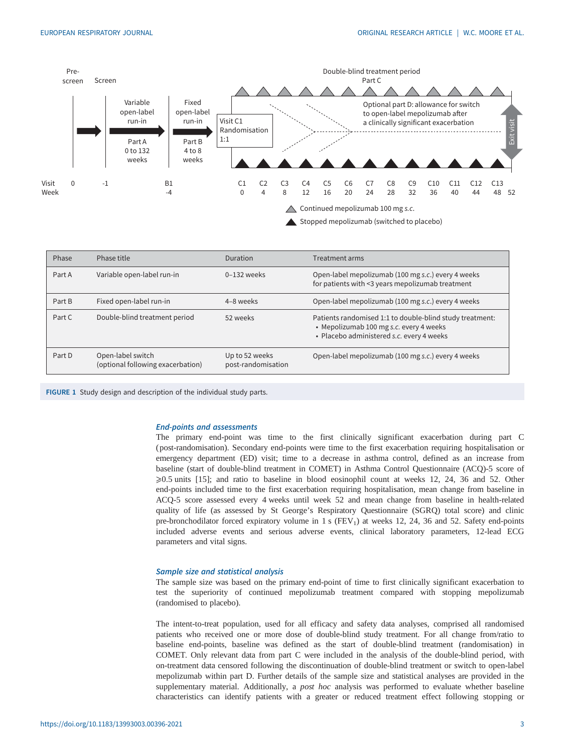| Phase | Phase title | Duration | Treatment arms |
| --- | --- | --- | --- |
| Part A | Variable open-label run-in | 0–132 weeks | Open-label mepolizumab (100 mg *s.c.*) every 4 weeks for patients with <3 years mepolizumab treatment |
| Part B | Fixed open-label run-in | 4–8 weeks | Open-label mepolizumab (100 mg *s.c.*) every 4 weeks |
| Part C | Double-blind treatment period | 52 weeks | Patients randomised 1:1 to double-blind study treatment: • Mepolizumab 100 mg *s.c.* every 4 weeks • Placebo administered *s.c.* every 4 weeks |
| Part D | Open-label switch (optional following exacerbation) | Up to 52 weeks post-randomisation | Open-label mepolizumab (100 mg *s.c.*) every 4 weeks |

**FIGURE 1** Study design and description of the individual study parts.

### *End-points and assessments*

The primary end-point was time to the first clinically significant exacerbation during part C (post-randomisation). Secondary end-points were time to the first exacerbation requiring hospitalisation or emergency department (ED) visit; time to a decrease in asthma control, defined as an increase from baseline (start of double-blind treatment in COMET) in Asthma Control Questionnaire (ACQ)-5 score of ⩾0.5 units [15]; and ratio to baseline in blood eosinophil count at weeks 12, 24, 36 and 52. Other end-points included time to the first exacerbation requiring hospitalisation, mean change from baseline in ACQ-5 score assessed every 4 weeks until week 52 and mean change from baseline in health-related quality of life (as assessed by St George's Respiratory Questionnaire (SGRQ) total score) and clinic pre-bronchodilator forced expiratory volume in 1 s ($FEV_1$) at weeks 12, 24, 36 and 52. Safety end-points included adverse events and serious adverse events, clinical laboratory parameters, 12-lead ECG parameters and vital signs.

### *Sample size and statistical analysis*

The sample size was based on the primary end-point of time to first clinically significant exacerbation to test the superiority of continued mepolizumab treatment compared with stopping mepolizumab (randomised to placebo).

The intent-to-treat population, used for all efficacy and safety data analyses, comprised all randomised patients who received one or more dose of double-blind study treatment. For all change from/ratio to baseline end-points, baseline was defined as the start of double-blind treatment (randomisation) in COMET. Only relevant data from part C were included in the analysis of the double-blind period, with on-treatment data censored following the discontinuation of double-blind treatment or switch to open-label mepolizumab within part D. Further details of the sample size and statistical analyses are provided in the supplementary material. Additionally, a *post hoc* analysis was performed to evaluate whether baseline characteristics can identify patients with a greater or reduced treatment effect following stopping or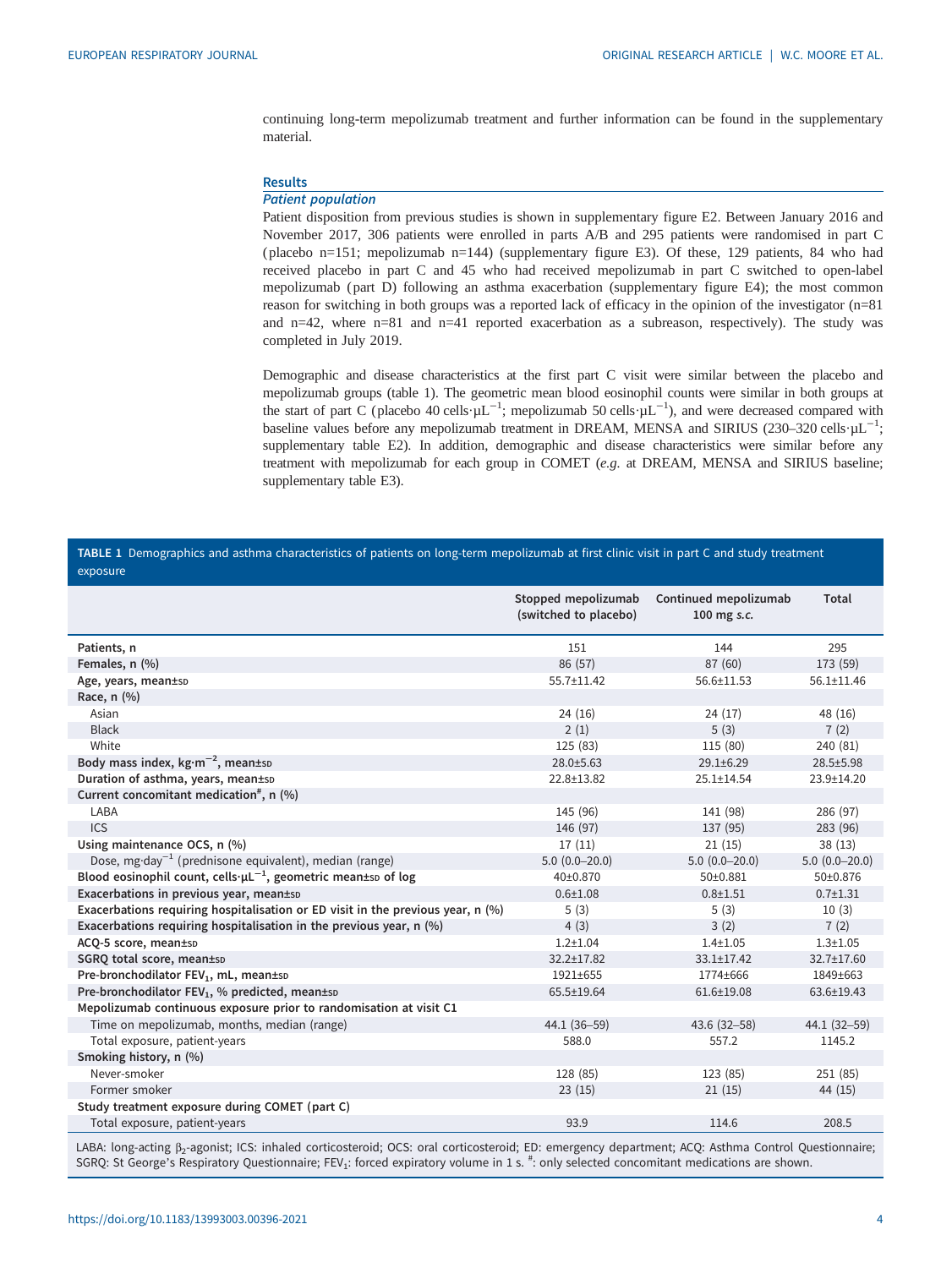continuing long-term mepolizumab treatment and further information can be found in the supplementary material.

## Results

### *Patient population*

Patient disposition from previous studies is shown in supplementary figure E2. Between January 2016 and November 2017, 306 patients were enrolled in parts A/B and 295 patients were randomised in part C (placebo n=151; mepolizumab n=144) (supplementary figure E3). Of these, 129 patients, 84 who had received placebo in part C and 45 who had received mepolizumab in part C switched to open-label mepolizumab (part D) following an asthma exacerbation (supplementary figure E4); the most common reason for switching in both groups was a reported lack of efficacy in the opinion of the investigator (n=81 and n=42, where n=81 and n=41 reported exacerbation as a subreason, respectively). The study was completed in July 2019.

Demographic and disease characteristics at the first part C visit were similar between the placebo and mepolizumab groups (table 1). The geometric mean blood eosinophil counts were similar in both groups at the start of part C (placebo 40 cells$\cdot\mu L^{-1}$; mepolizumab 50 cells$\cdot\mu L^{-1}$), and were decreased compared with baseline values before any mepolizumab treatment in DREAM, MENSA and SIRIUS (230–320 cells$\cdot\mu L^{-1}$; supplementary table E2). In addition, demographic and disease characteristics were similar before any treatment with mepolizumab for each group in COMET (*e.g.* at DREAM, MENSA and SIRIUS baseline; supplementary table E3).

**TABLE 1** Demographics and asthma characteristics of patients on long-term mepolizumab at first clinic visit in part C and study treatment exposure

| | Stopped mepolizumab (switched to placebo) | Continued mepolizumab 100 mg *s.c.* | Total |
|---|---|---|---|
| **Patients, n** | 151 | 144 | 295 |
| **Females, n (%)** | 86 (57) | 87 (60) | 173 (59) |
| **Age, years, mean±SD** | 55.7±11.42 | 56.6±11.53 | 56.1±11.46 |
| **Race, n (%)** | | | |
| Asian | 24 (16) | 24 (17) | 48 (16) |
| Black | 2 (1) | 5 (3) | 7 (2) |
| White | 125 (83) | 115 (80) | 240 (81) |
| **Body mass index, kg$\cdot$m$^{-2}$, mean±SD** | 28.0±5.63 | 29.1±6.29 | 28.5±5.98 |
| **Duration of asthma, years, mean±SD** | 22.8±13.82 | 25.1±14.54 | 23.9±14.20 |
| **Current concomitant medication[#], n (%)** | | | |
| LABA | 145 (96) | 141 (98) | 286 (97) |
| ICS | 146 (97) | 137 (95) | 283 (96) |
| **Using maintenance OCS, n (%)** | 17 (11) | 21 (15) | 38 (13) |
| Dose, mg$\cdot$day$^{-1}$ (prednisone equivalent), median (range) | 5.0 (0.0–20.0) | 5.0 (0.0–20.0) | 5.0 (0.0–20.0) |
| **Blood eosinophil count, cells$\cdot\mu L^{-1}$, geometric mean±SD of log** | 40±0.870 | 50±0.881 | 50±0.876 |
| **Exacerbations in previous year, mean±SD** | 0.6±1.08 | 0.8±1.51 | 0.7±1.31 |
| **Exacerbations requiring hospitalisation or ED visit in the previous year, n (%)** | 5 (3) | 5 (3) | 10 (3) |
| **Exacerbations requiring hospitalisation in the previous year, n (%)** | 4 (3) | 3 (2) | 7 (2) |
| **ACQ-5 score, mean±SD** | 1.2±1.04 | 1.4±1.05 | 1.3±1.05 |
| **SGRQ total score, mean±SD** | 32.2±17.82 | 33.1±17.42 | 32.7±17.60 |
| **Pre-bronchodilator $FEV_1$, mL, mean±SD** | 1921±655 | 1774±666 | 1849±663 |
| **Pre-bronchodilator $FEV_1$, % predicted, mean±SD** | 65.5±19.64 | 61.6±19.08 | 63.6±19.43 |
| **Mepolizumab continuous exposure prior to randomisation at visit C1** | | | |
| Time on mepolizumab, months, median (range) | 44.1 (36–59) | 43.6 (32–58) | 44.1 (32–59) |
| Total exposure, patient-years | 588.0 | 557.2 | 1145.2 |
| **Smoking history, n (%)** | | | |
| Never-smoker | 128 (85) | 123 (85) | 251 (85) |
| Former smoker | 23 (15) | 21 (15) | 44 (15) |
| **Study treatment exposure during COMET (part C)** | | | |
| Total exposure, patient-years | 93.9 | 114.6 | 208.5 |

LABA: long-acting $\beta_2$-agonist; ICS: inhaled corticosteroid; OCS: oral corticosteroid; ED: emergency department; ACQ: Asthma Control Questionnaire; SGRQ: St George's Respiratory Questionnaire; $FEV_1$: forced expiratory volume in 1 s. [#]: only selected concomitant medications are shown.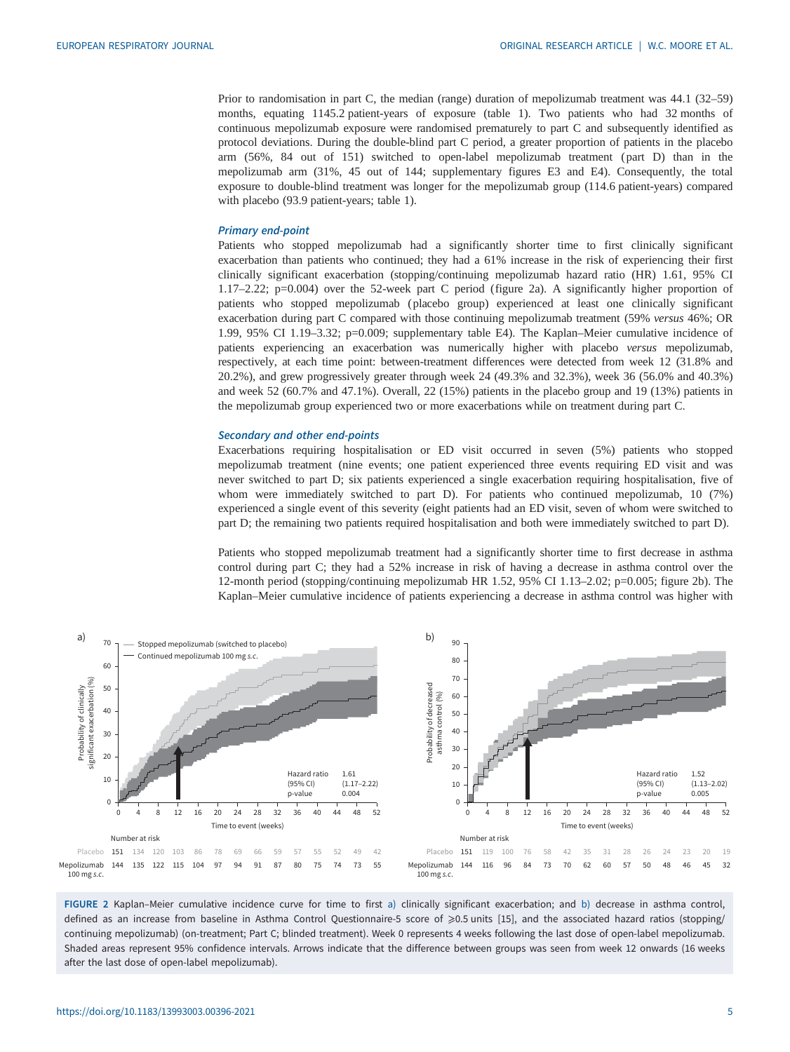Prior to randomisation in part C, the median (range) duration of mepolizumab treatment was 44.1 (32–59) months, equating 1145.2 patient-years of exposure (table 1). Two patients who had 32 months of continuous mepolizumab exposure were randomised prematurely to part C and subsequently identified as protocol deviations. During the double-blind part C period, a greater proportion of patients in the placebo arm (56%, 84 out of 151) switched to open-label mepolizumab treatment (part D) than in the mepolizumab arm (31%, 45 out of 144; supplementary figures E3 and E4). Consequently, the total exposure to double-blind treatment was longer for the mepolizumab group (114.6 patient-years) compared with placebo (93.9 patient-years; table 1).

### *Primary end-point*

Patients who stopped mepolizumab had a significantly shorter time to first clinically significant exacerbation than patients who continued; they had a 61% increase in the risk of experiencing their first clinically significant exacerbation (stopping/continuing mepolizumab hazard ratio (HR) 1.61, 95% CI 1.17–2.22; p=0.004) over the 52-week part C period (figure 2a). A significantly higher proportion of patients who stopped mepolizumab (placebo group) experienced at least one clinically significant exacerbation during part C compared with those continuing mepolizumab treatment (59% *versus* 46%; OR 1.99, 95% CI 1.19–3.32; p=0.009; supplementary table E4). The Kaplan–Meier cumulative incidence of patients experiencing an exacerbation was numerically higher with placebo *versus* mepolizumab, respectively, at each time point: between-treatment differences were detected from week 12 (31.8% and 20.2%), and grew progressively greater through week 24 (49.3% and 32.3%), week 36 (56.0% and 40.3%) and week 52 (60.7% and 47.1%). Overall, 22 (15%) patients in the placebo group and 19 (13%) patients in the mepolizumab group experienced two or more exacerbations while on treatment during part C.

### *Secondary and other end-points*

Exacerbations requiring hospitalisation or ED visit occurred in seven (5%) patients who stopped mepolizumab treatment (nine events; one patient experienced three events requiring ED visit and was never switched to part D; six patients experienced a single exacerbation requiring hospitalisation, five of whom were immediately switched to part D). For patients who continued mepolizumab, 10 (7%) experienced a single event of this severity (eight patients had an ED visit, seven of whom were switched to part D; the remaining two patients required hospitalisation and both were immediately switched to part D).

Patients who stopped mepolizumab treatment had a significantly shorter time to first decrease in asthma control during part C; they had a 52% increase in risk of having a decrease in asthma control over the 12-month period (stopping/continuing mepolizumab HR 1.52, 95% CI 1.13–2.02; p=0.005; figure 2b). The Kaplan–Meier cumulative incidence of patients experiencing a decrease in asthma control was higher with

**FIGURE 2** Kaplan–Meier cumulative incidence curve for time to first a) clinically significant exacerbation; and b) decrease in asthma control, defined as an increase from baseline in Asthma Control Questionnaire-5 score of ⩾0.5 units [15], and the associated hazard ratios (stopping/continuing mepolizumab) (on-treatment; Part C; blinded treatment). Week 0 represents 4 weeks following the last dose of open-label mepolizumab. Shaded areas represent 95% confidence intervals. Arrows indicate that the difference between groups was seen from week 12 onwards (16 weeks after the last dose of open-label mepolizumab).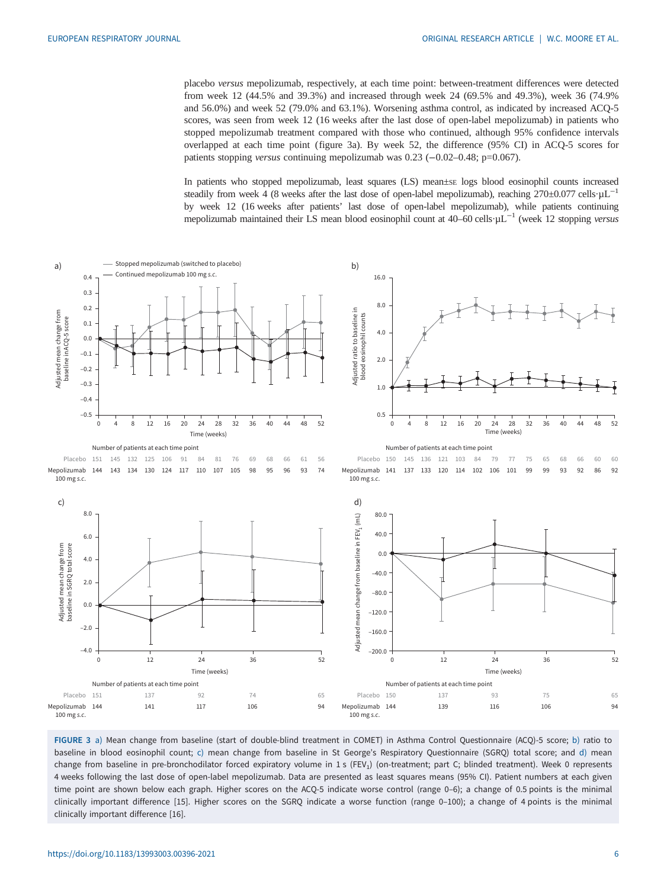placebo *versus* mepolizumab, respectively, at each time point: between-treatment differences were detected from week 12 (44.5% and 39.3%) and increased through week 24 (69.5% and 49.3%), week 36 (74.9% and 56.0%) and week 52 (79.0% and 63.1%). Worsening asthma control, as indicated by increased ACQ-5 scores, was seen from week 12 (16 weeks after the last dose of open-label mepolizumab) in patients who stopped mepolizumab treatment compared with those who continued, although 95% confidence intervals overlapped at each time point (figure 3a). By week 52, the difference (95% CI) in ACQ-5 scores for patients stopping *versus* continuing mepolizumab was 0.23 (−0.02–0.48; p=0.067).

In patients who stopped mepolizumab, least squares (LS) mean±SE logs blood eosinophil counts increased steadily from week 4 (8 weeks after the last dose of open-label mepolizumab), reaching 270±0.077 cells·µL$^{-1}$ by week 12 (16 weeks after patients' last dose of open-label mepolizumab), while patients continuing mepolizumab maintained their LS mean blood eosinophil count at 40–60 cells·µL$^{-1}$ (week 12 stopping *versus*

**FIGURE 3** a) Mean change from baseline (start of double-blind treatment in COMET) in Asthma Control Questionnaire (ACQ)-5 score; b) ratio to baseline in blood eosinophil count; c) mean change from baseline in St George's Respiratory Questionnaire (SGRQ) total score; and d) mean change from baseline in pre-bronchodilator forced expiratory volume in 1 s ($FEV_1$) (on-treatment; part C; blinded treatment). Week 0 represents 4 weeks following the last dose of open-label mepolizumab. Data are presented as least squares means (95% CI). Patient numbers at each given time point are shown below each graph. Higher scores on the ACQ-5 indicate worse control (range 0–6); a change of 0.5 points is the minimal clinically important difference [15]. Higher scores on the SGRQ indicate a worse function (range 0–100); a change of 4 points is the minimal clinically important difference [16].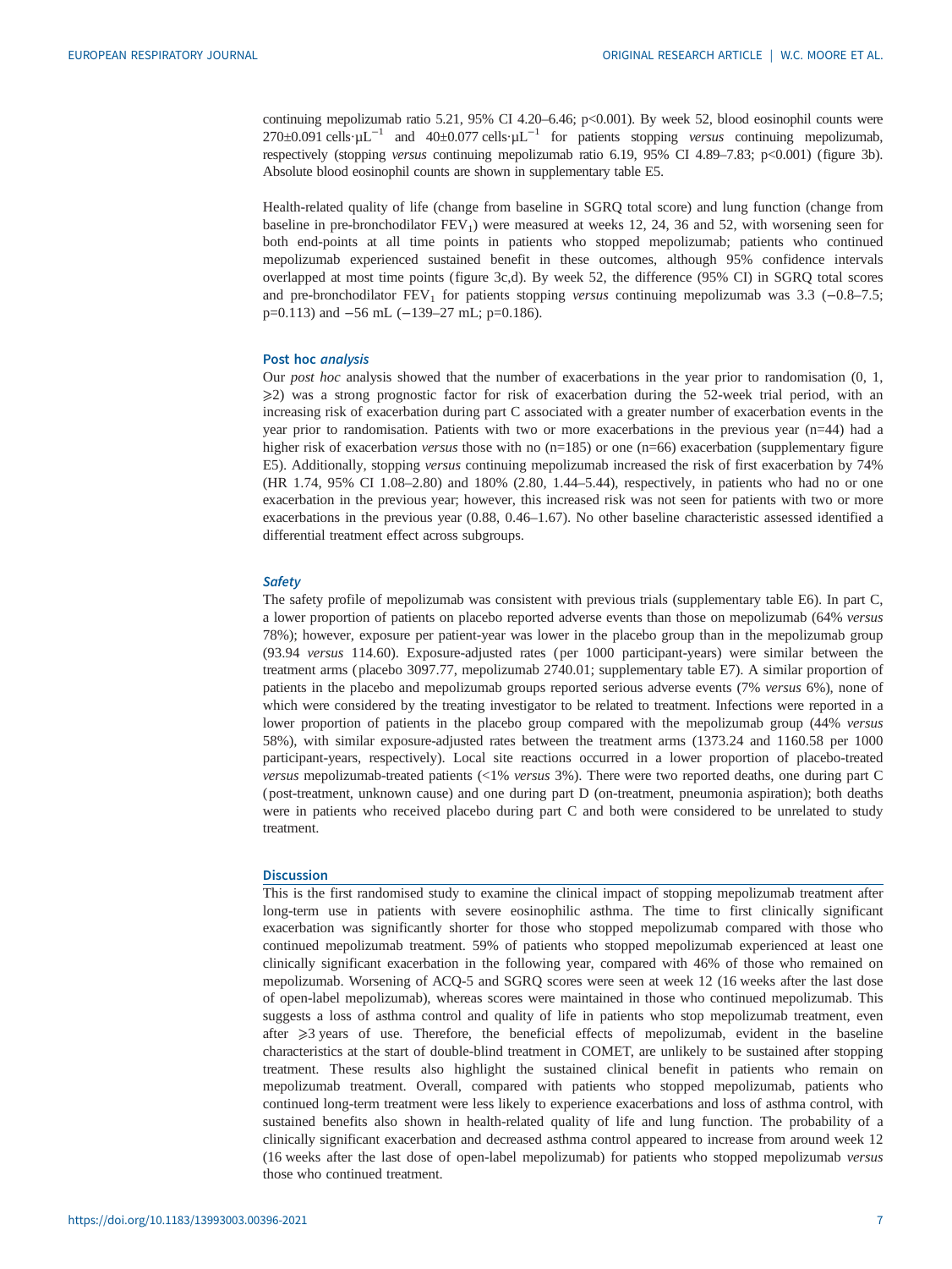continuing mepolizumab ratio 5.21, 95% CI 4.20–6.46; p<0.001). By week 52, blood eosinophil counts were 270±0.091 cells·µL$^{-1}$ and 40±0.077 cells·µL$^{-1}$ for patients stopping *versus* continuing mepolizumab, respectively (stopping *versus* continuing mepolizumab ratio 6.19, 95% CI 4.89–7.83; p<0.001) (figure 3b). Absolute blood eosinophil counts are shown in supplementary table E5.

Health-related quality of life (change from baseline in SGRQ total score) and lung function (change from baseline in pre-bronchodilator $FEV_1$) were measured at weeks 12, 24, 36 and 52, with worsening seen for both end-points at all time points in patients who stopped mepolizumab; patients who continued mepolizumab experienced sustained benefit in these outcomes, although 95% confidence intervals overlapped at most time points (figure 3c,d). By week 52, the difference (95% CI) in SGRQ total scores and pre-bronchodilator $FEV_1$ for patients stopping *versus* continuing mepolizumab was 3.3 (−0.8–7.5; p=0.113) and −56 mL (−139–27 mL; p=0.186).

### Post hoc *analysis*

Our *post hoc* analysis showed that the number of exacerbations in the year prior to randomisation (0, 1, ⩾2) was a strong prognostic factor for risk of exacerbation during the 52-week trial period, with an increasing risk of exacerbation during part C associated with a greater number of exacerbation events in the year prior to randomisation. Patients with two or more exacerbations in the previous year (n=44) had a higher risk of exacerbation *versus* those with no (n=185) or one (n=66) exacerbation (supplementary figure E5). Additionally, stopping *versus* continuing mepolizumab increased the risk of first exacerbation by 74% (HR 1.74, 95% CI 1.08–2.80) and 180% (2.80, 1.44–5.44), respectively, in patients who had no or one exacerbation in the previous year; however, this increased risk was not seen for patients with two or more exacerbations in the previous year (0.88, 0.46–1.67). No other baseline characteristic assessed identified a differential treatment effect across subgroups.

### *Safety*

The safety profile of mepolizumab was consistent with previous trials (supplementary table E6). In part C, a lower proportion of patients on placebo reported adverse events than those on mepolizumab (64% *versus* 78%); however, exposure per patient-year was lower in the placebo group than in the mepolizumab group (93.94 *versus* 114.60). Exposure-adjusted rates (per 1000 participant-years) were similar between the treatment arms (placebo 3097.77, mepolizumab 2740.01; supplementary table E7). A similar proportion of patients in the placebo and mepolizumab groups reported serious adverse events (7% *versus* 6%), none of which were considered by the treating investigator to be related to treatment. Infections were reported in a lower proportion of patients in the placebo group compared with the mepolizumab group (44% *versus* 58%), with similar exposure-adjusted rates between the treatment arms (1373.24 and 1160.58 per 1000 participant-years, respectively). Local site reactions occurred in a lower proportion of placebo-treated *versus* mepolizumab-treated patients (<1% *versus* 3%). There were two reported deaths, one during part C (post-treatment, unknown cause) and one during part D (on-treatment, pneumonia aspiration); both deaths were in patients who received placebo during part C and both were considered to be unrelated to study treatment.

## Discussion

This is the first randomised study to examine the clinical impact of stopping mepolizumab treatment after long-term use in patients with severe eosinophilic asthma. The time to first clinically significant exacerbation was significantly shorter for those who stopped mepolizumab compared with those who continued mepolizumab treatment. 59% of patients who stopped mepolizumab experienced at least one clinically significant exacerbation in the following year, compared with 46% of those who remained on mepolizumab. Worsening of ACQ-5 and SGRQ scores were seen at week 12 (16 weeks after the last dose of open-label mepolizumab), whereas scores were maintained in those who continued mepolizumab. This suggests a loss of asthma control and quality of life in patients who stop mepolizumab treatment, even after ⩾3 years of use. Therefore, the beneficial effects of mepolizumab, evident in the baseline characteristics at the start of double-blind treatment in COMET, are unlikely to be sustained after stopping treatment. These results also highlight the sustained clinical benefit in patients who remain on mepolizumab treatment. Overall, compared with patients who stopped mepolizumab, patients who continued long-term treatment were less likely to experience exacerbations and loss of asthma control, with sustained benefits also shown in health-related quality of life and lung function. The probability of a clinically significant exacerbation and decreased asthma control appeared to increase from around week 12 (16 weeks after the last dose of open-label mepolizumab) for patients who stopped mepolizumab *versus* those who continued treatment.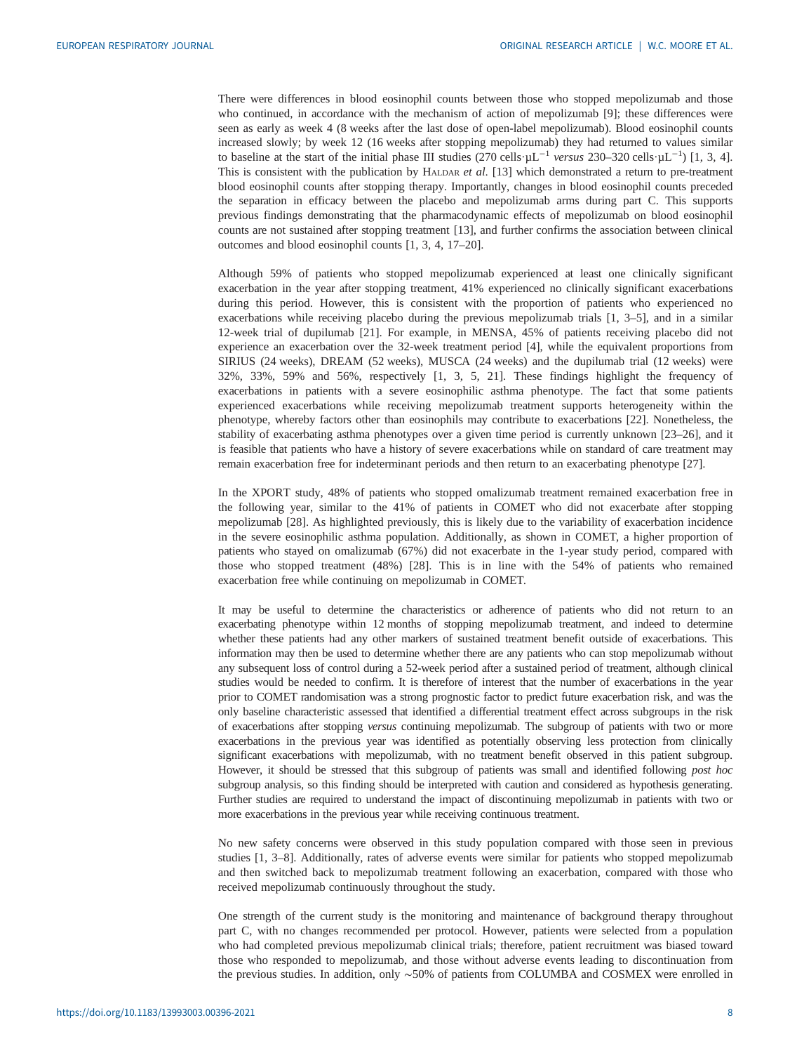There were differences in blood eosinophil counts between those who stopped mepolizumab and those who continued, in accordance with the mechanism of action of mepolizumab [9]; these differences were seen as early as week 4 (8 weeks after the last dose of open-label mepolizumab). Blood eosinophil counts increased slowly; by week 12 (16 weeks after stopping mepolizumab) they had returned to values similar to baseline at the start of the initial phase III studies (270 cells·µL$^{-1}$ *versus* 230–320 cells·µL$^{-1}$) [1, 3, 4]. This is consistent with the publication by Haldar *et al*. [13] which demonstrated a return to pre-treatment blood eosinophil counts after stopping therapy. Importantly, changes in blood eosinophil counts preceded the separation in efficacy between the placebo and mepolizumab arms during part C. This supports previous findings demonstrating that the pharmacodynamic effects of mepolizumab on blood eosinophil counts are not sustained after stopping treatment [13], and further confirms the association between clinical outcomes and blood eosinophil counts [1, 3, 4, 17–20].

Although 59% of patients who stopped mepolizumab experienced at least one clinically significant exacerbation in the year after stopping treatment, 41% experienced no clinically significant exacerbations during this period. However, this is consistent with the proportion of patients who experienced no exacerbations while receiving placebo during the previous mepolizumab trials [1, 3–5], and in a similar 12-week trial of dupilumab [21]. For example, in MENSA, 45% of patients receiving placebo did not experience an exacerbation over the 32-week treatment period [4], while the equivalent proportions from SIRIUS (24 weeks), DREAM (52 weeks), MUSCA (24 weeks) and the dupilumab trial (12 weeks) were 32%, 33%, 59% and 56%, respectively [1, 3, 5, 21]. These findings highlight the frequency of exacerbations in patients with a severe eosinophilic asthma phenotype. The fact that some patients experienced exacerbations while receiving mepolizumab treatment supports heterogeneity within the phenotype, whereby factors other than eosinophils may contribute to exacerbations [22]. Nonetheless, the stability of exacerbating asthma phenotypes over a given time period is currently unknown [23–26], and it is feasible that patients who have a history of severe exacerbations while on standard of care treatment may remain exacerbation free for indeterminant periods and then return to an exacerbating phenotype [27].

In the XPORT study, 48% of patients who stopped omalizumab treatment remained exacerbation free in the following year, similar to the 41% of patients in COMET who did not exacerbate after stopping mepolizumab [28]. As highlighted previously, this is likely due to the variability of exacerbation incidence in the severe eosinophilic asthma population. Additionally, as shown in COMET, a higher proportion of patients who stayed on omalizumab (67%) did not exacerbate in the 1-year study period, compared with those who stopped treatment (48%) [28]. This is in line with the 54% of patients who remained exacerbation free while continuing on mepolizumab in COMET.

It may be useful to determine the characteristics or adherence of patients who did not return to an exacerbating phenotype within 12 months of stopping mepolizumab treatment, and indeed to determine whether these patients had any other markers of sustained treatment benefit outside of exacerbations. This information may then be used to determine whether there are any patients who can stop mepolizumab without any subsequent loss of control during a 52-week period after a sustained period of treatment, although clinical studies would be needed to confirm. It is therefore of interest that the number of exacerbations in the year prior to COMET randomisation was a strong prognostic factor to predict future exacerbation risk, and was the only baseline characteristic assessed that identified a differential treatment effect across subgroups in the risk of exacerbations after stopping *versus* continuing mepolizumab. The subgroup of patients with two or more exacerbations in the previous year was identified as potentially observing less protection from clinically significant exacerbations with mepolizumab, with no treatment benefit observed in this patient subgroup. However, it should be stressed that this subgroup of patients was small and identified following *post hoc* subgroup analysis, so this finding should be interpreted with caution and considered as hypothesis generating. Further studies are required to understand the impact of discontinuing mepolizumab in patients with two or more exacerbations in the previous year while receiving continuous treatment.

No new safety concerns were observed in this study population compared with those seen in previous studies [1, 3–8]. Additionally, rates of adverse events were similar for patients who stopped mepolizumab and then switched back to mepolizumab treatment following an exacerbation, compared with those who received mepolizumab continuously throughout the study.

One strength of the current study is the monitoring and maintenance of background therapy throughout part C, with no changes recommended per protocol. However, patients were selected from a population who had completed previous mepolizumab clinical trials; therefore, patient recruitment was biased toward those who responded to mepolizumab, and those without adverse events leading to discontinuation from the previous studies. In addition, only ∼50% of patients from COLUMBA and COSMEX were enrolled in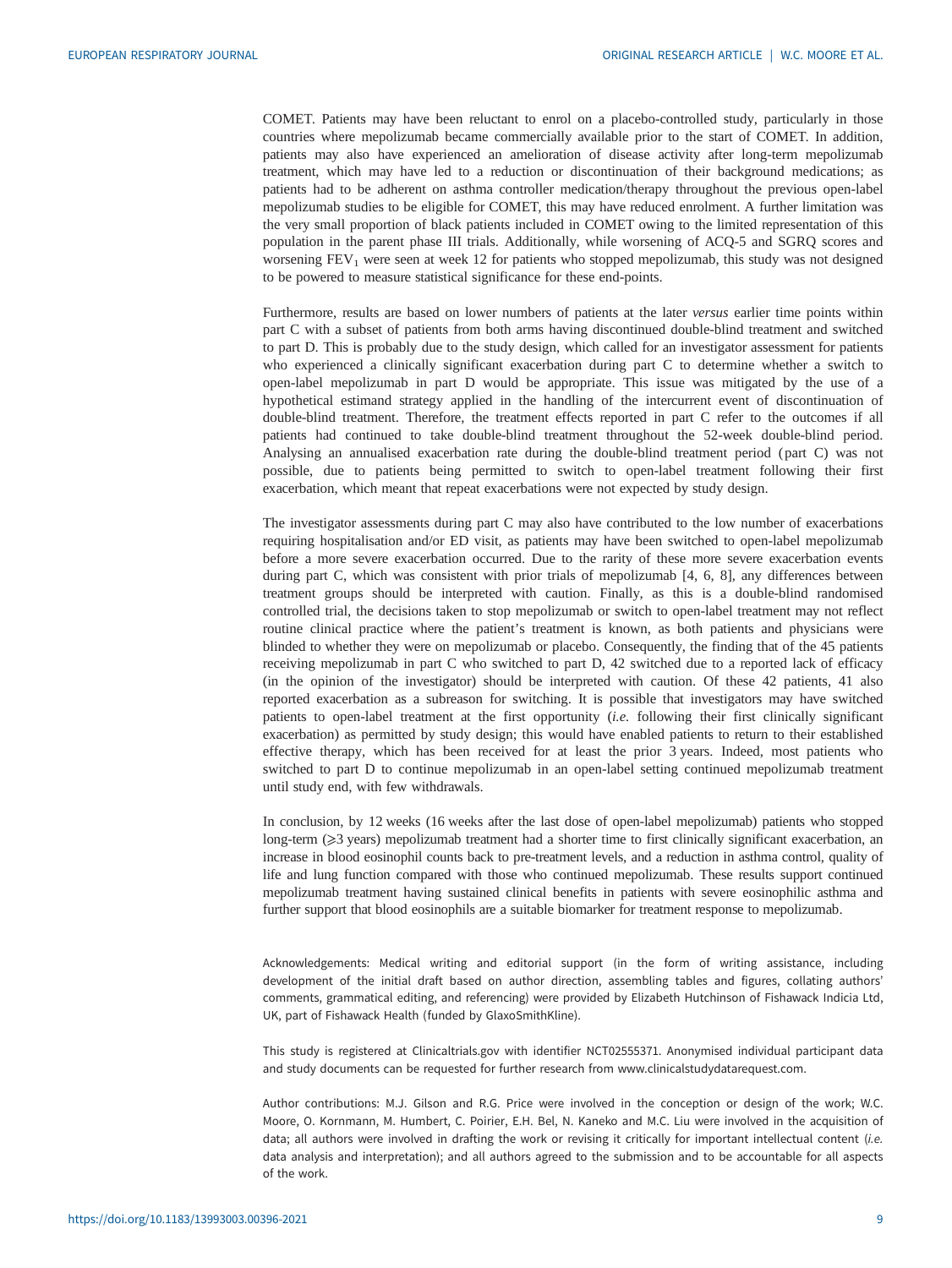COMET. Patients may have been reluctant to enrol on a placebo-controlled study, particularly in those countries where mepolizumab became commercially available prior to the start of COMET. In addition, patients may also have experienced an amelioration of disease activity after long-term mepolizumab treatment, which may have led to a reduction or discontinuation of their background medications; as patients had to be adherent on asthma controller medication/therapy throughout the previous open-label mepolizumab studies to be eligible for COMET, this may have reduced enrolment. A further limitation was the very small proportion of black patients included in COMET owing to the limited representation of this population in the parent phase III trials. Additionally, while worsening of ACQ-5 and SGRQ scores and worsening $FEV_1$ were seen at week 12 for patients who stopped mepolizumab, this study was not designed to be powered to measure statistical significance for these end-points.

Furthermore, results are based on lower numbers of patients at the later *versus* earlier time points within part C with a subset of patients from both arms having discontinued double-blind treatment and switched to part D. This is probably due to the study design, which called for an investigator assessment for patients who experienced a clinically significant exacerbation during part C to determine whether a switch to open-label mepolizumab in part D would be appropriate. This issue was mitigated by the use of a hypothetical estimand strategy applied in the handling of the intercurrent event of discontinuation of double-blind treatment. Therefore, the treatment effects reported in part C refer to the outcomes if all patients had continued to take double-blind treatment throughout the 52-week double-blind period. Analysing an annualised exacerbation rate during the double-blind treatment period (part C) was not possible, due to patients being permitted to switch to open-label treatment following their first exacerbation, which meant that repeat exacerbations were not expected by study design.

The investigator assessments during part C may also have contributed to the low number of exacerbations requiring hospitalisation and/or ED visit, as patients may have been switched to open-label mepolizumab before a more severe exacerbation occurred. Due to the rarity of these more severe exacerbation events during part C, which was consistent with prior trials of mepolizumab [4, 6, 8], any differences between treatment groups should be interpreted with caution. Finally, as this is a double-blind randomised controlled trial, the decisions taken to stop mepolizumab or switch to open-label treatment may not reflect routine clinical practice where the patient's treatment is known, as both patients and physicians were blinded to whether they were on mepolizumab or placebo. Consequently, the finding that of the 45 patients receiving mepolizumab in part C who switched to part D, 42 switched due to a reported lack of efficacy (in the opinion of the investigator) should be interpreted with caution. Of these 42 patients, 41 also reported exacerbation as a subreason for switching. It is possible that investigators may have switched patients to open-label treatment at the first opportunity (*i.e.* following their first clinically significant exacerbation) as permitted by study design; this would have enabled patients to return to their established effective therapy, which has been received for at least the prior 3 years. Indeed, most patients who switched to part D to continue mepolizumab in an open-label setting continued mepolizumab treatment until study end, with few withdrawals.

In conclusion, by 12 weeks (16 weeks after the last dose of open-label mepolizumab) patients who stopped long-term (⩾3 years) mepolizumab treatment had a shorter time to first clinically significant exacerbation, an increase in blood eosinophil counts back to pre-treatment levels, and a reduction in asthma control, quality of life and lung function compared with those who continued mepolizumab. These results support continued mepolizumab treatment having sustained clinical benefits in patients with severe eosinophilic asthma and further support that blood eosinophils are a suitable biomarker for treatment response to mepolizumab.

Acknowledgements: Medical writing and editorial support (in the form of writing assistance, including development of the initial draft based on author direction, assembling tables and figures, collating authors' comments, grammatical editing, and referencing) were provided by Elizabeth Hutchinson of Fishawack Indicia Ltd, UK, part of Fishawack Health (funded by GlaxoSmithKline).

This study is registered at Clinicaltrials.gov with identifier NCT02555371. Anonymised individual participant data and study documents can be requested for further research from www.clinicalstudydatarequest.com.

Author contributions: M.J. Gilson and R.G. Price were involved in the conception or design of the work; W.C. Moore, O. Kornmann, M. Humbert, C. Poirier, E.H. Bel, N. Kaneko and M.C. Liu were involved in the acquisition of data; all authors were involved in drafting the work or revising it critically for important intellectual content (*i.e.* data analysis and interpretation); and all authors agreed to the submission and to be accountable for all aspects of the work.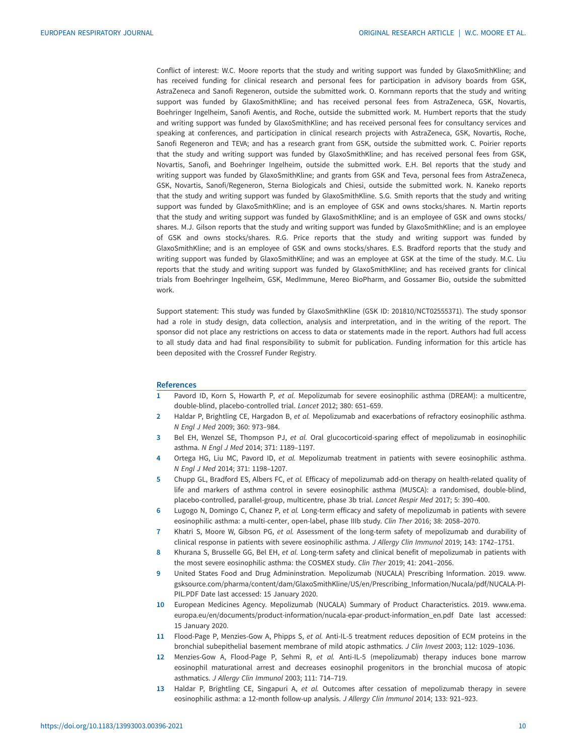Conflict of interest: W.C. Moore reports that the study and writing support was funded by GlaxoSmithKline; and has received funding for clinical research and personal fees for participation in advisory boards from GSK, AstraZeneca and Sanofi Regeneron, outside the submitted work. O. Kornmann reports that the study and writing support was funded by GlaxoSmithKline; and has received personal fees from AstraZeneca, GSK, Novartis, Boehringer Ingelheim, Sanofi Aventis, and Roche, outside the submitted work. M. Humbert reports that the study and writing support was funded by GlaxoSmithKline; and has received personal fees for consultancy services and speaking at conferences, and participation in clinical research projects with AstraZeneca, GSK, Novartis, Roche, Sanofi Regeneron and TEVA; and has a research grant from GSK, outside the submitted work. C. Poirier reports that the study and writing support was funded by GlaxoSmithKline; and has received personal fees from GSK, Novartis, Sanofi, and Boehringer Ingelheim, outside the submitted work. E.H. Bel reports that the study and writing support was funded by GlaxoSmithKline; and grants from GSK and Teva, personal fees from AstraZeneca, GSK, Novartis, Sanofi/Regeneron, Sterna Biologicals and Chiesi, outside the submitted work. N. Kaneko reports that the study and writing support was funded by GlaxoSmithKline. S.G. Smith reports that the study and writing support was funded by GlaxoSmithKline; and is an employee of GSK and owns stocks/shares. N. Martin reports that the study and writing support was funded by GlaxoSmithKline; and is an employee of GSK and owns stocks/shares. M.J. Gilson reports that the study and writing support was funded by GlaxoSmithKline; and is an employee of GSK and owns stocks/shares. R.G. Price reports that the study and writing support was funded by GlaxoSmithKline; and is an employee of GSK and owns stocks/shares. E.S. Bradford reports that the study and writing support was funded by GlaxoSmithKline; and was an employee at GSK at the time of the study. M.C. Liu reports that the study and writing support was funded by GlaxoSmithKline; and has received grants for clinical trials from Boehringer Ingelheim, GSK, MedImmune, Mereo BioPharm, and Gossamer Bio, outside the submitted work.

Support statement: This study was funded by GlaxoSmithKline (GSK ID: 201810/NCT02555371). The study sponsor had a role in study design, data collection, analysis and interpretation, and in the writing of the report. The sponsor did not place any restrictions on access to data or statements made in the report. Authors had full access to all study data and had final responsibility to submit for publication. Funding information for this article has been deposited with the Crossref Funder Registry.

## References

1. Pavord ID, Korn S, Howarth P, *et al.* Mepolizumab for severe eosinophilic asthma (DREAM): a multicentre, double-blind, placebo-controlled trial. *Lancet* 2012; 380: 651–659.
2. Haldar P, Brightling CE, Hargadon B, *et al.* Mepolizumab and exacerbations of refractory eosinophilic asthma. *N Engl J Med* 2009; 360: 973–984.
3. Bel EH, Wenzel SE, Thompson PJ, *et al.* Oral glucocorticoid-sparing effect of mepolizumab in eosinophilic asthma. *N Engl J Med* 2014; 371: 1189–1197.
4. Ortega HG, Liu MC, Pavord ID, *et al.* Mepolizumab treatment in patients with severe eosinophilic asthma. *N Engl J Med* 2014; 371: 1198–1207.
5. Chupp GL, Bradford ES, Albers FC, *et al.* Efficacy of mepolizumab add-on therapy on health-related quality of life and markers of asthma control in severe eosinophilic asthma (MUSCA): a randomised, double-blind, placebo-controlled, parallel-group, multicentre, phase 3b trial. *Lancet Respir Med* 2017; 5: 390–400.
6. Lugogo N, Domingo C, Chanez P, *et al.* Long-term efficacy and safety of mepolizumab in patients with severe eosinophilic asthma: a multi-center, open-label, phase IIIb study. *Clin Ther* 2016; 38: 2058–2070.
7. Khatri S, Moore W, Gibson PG, *et al.* Assessment of the long-term safety of mepolizumab and durability of clinical response in patients with severe eosinophilic asthma. *J Allergy Clin Immunol* 2019; 143: 1742–1751.
8. Khurana S, Brusselle GG, Bel EH, *et al.* Long-term safety and clinical benefit of mepolizumab in patients with the most severe eosinophilic asthma: the COSMEX study. *Clin Ther* 2019; 41: 2041–2056.
9. United States Food and Drug Admininstration. Mepolizumab (NUCALA) Prescribing Information. 2019. www.gsksource.com/pharma/content/dam/GlaxoSmithKline/US/en/Prescribing_Information/Nucala/pdf/NUCALA-PI-PIL.PDF Date last accessed: 15 January 2020.
10. European Medicines Agency. Mepolizumab (NUCALA) Summary of Product Characteristics. 2019. www.ema.europa.eu/en/documents/product-information/nucala-epar-product-information_en.pdf Date last accessed: 15 January 2020.
11. Flood-Page P, Menzies-Gow A, Phipps S, *et al.* Anti-IL-5 treatment reduces deposition of ECM proteins in the bronchial subepithelial basement membrane of mild atopic asthmatics. *J Clin Invest* 2003; 112: 1029–1036.
12. Menzies-Gow A, Flood-Page P, Sehmi R, *et al.* Anti-IL-5 (mepolizumab) therapy induces bone marrow eosinophil maturational arrest and decreases eosinophil progenitors in the bronchial mucosa of atopic asthmatics. *J Allergy Clin Immunol* 2003; 111: 714–719.
13. Haldar P, Brightling CE, Singapuri A, *et al.* Outcomes after cessation of mepolizumab therapy in severe eosinophilic asthma: a 12-month follow-up analysis. *J Allergy Clin Immunol* 2014; 133: 921–923.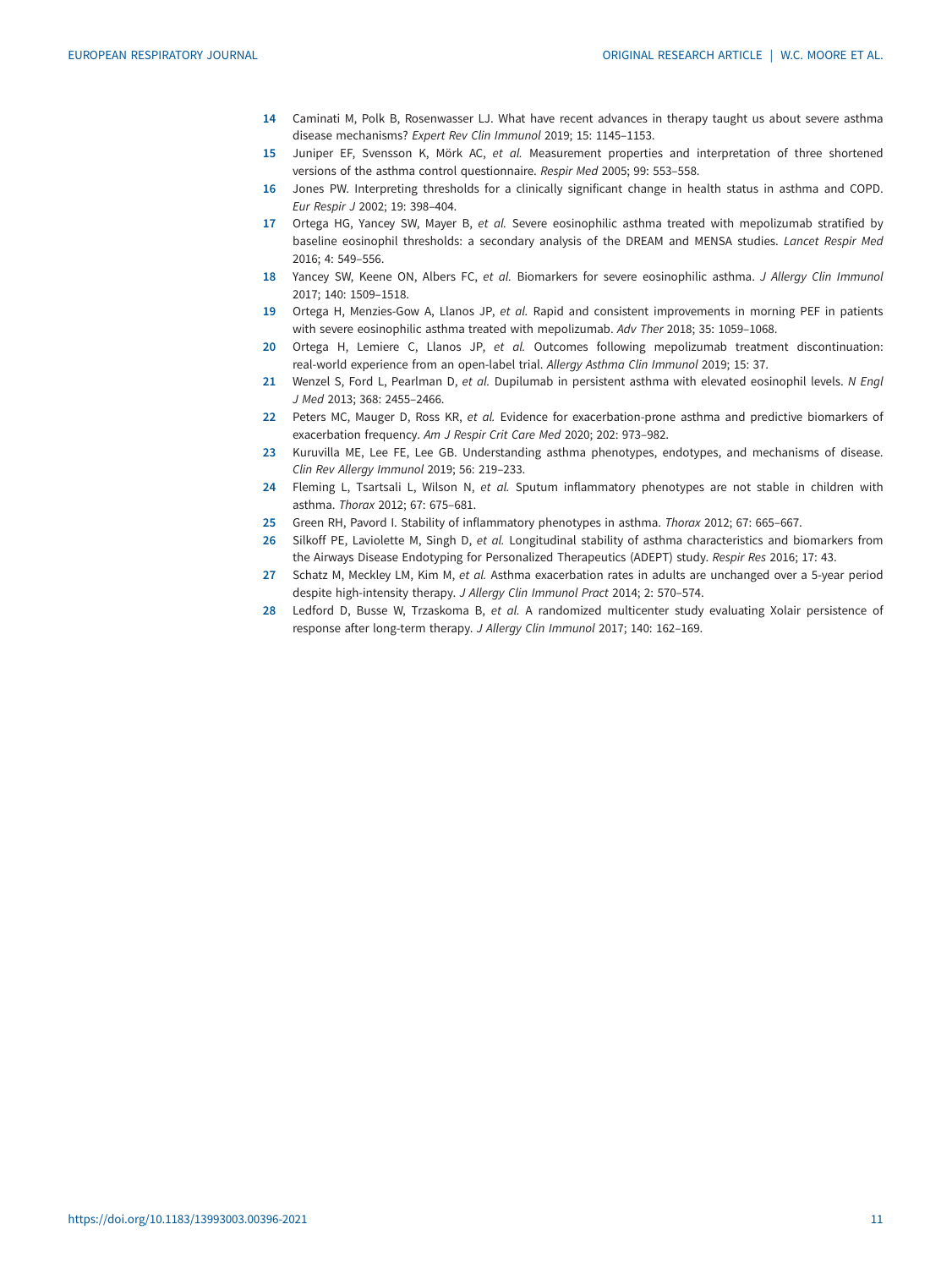14 Caminati M, Polk B, Rosenwasser LJ. What have recent advances in therapy taught us about severe asthma disease mechanisms? *Expert Rev Clin Immunol* 2019; 15: 1145–1153.

15 Juniper EF, Svensson K, Mörk AC, *et al.* Measurement properties and interpretation of three shortened versions of the asthma control questionnaire. *Respir Med* 2005; 99: 553–558.

16 Jones PW. Interpreting thresholds for a clinically significant change in health status in asthma and COPD. *Eur Respir J* 2002; 19: 398–404.

17 Ortega HG, Yancey SW, Mayer B, *et al.* Severe eosinophilic asthma treated with mepolizumab stratified by baseline eosinophil thresholds: a secondary analysis of the DREAM and MENSA studies. *Lancet Respir Med* 2016; 4: 549–556.

18 Yancey SW, Keene ON, Albers FC, *et al.* Biomarkers for severe eosinophilic asthma. *J Allergy Clin Immunol* 2017; 140: 1509–1518.

19 Ortega H, Menzies-Gow A, Llanos JP, *et al.* Rapid and consistent improvements in morning PEF in patients with severe eosinophilic asthma treated with mepolizumab. *Adv Ther* 2018; 35: 1059–1068.

20 Ortega H, Lemiere C, Llanos JP, *et al.* Outcomes following mepolizumab treatment discontinuation: real-world experience from an open-label trial. *Allergy Asthma Clin Immunol* 2019; 15: 37.

21 Wenzel S, Ford L, Pearlman D, *et al.* Dupilumab in persistent asthma with elevated eosinophil levels. *N Engl J Med* 2013; 368: 2455–2466.

22 Peters MC, Mauger D, Ross KR, *et al.* Evidence for exacerbation-prone asthma and predictive biomarkers of exacerbation frequency. *Am J Respir Crit Care Med* 2020; 202: 973–982.

23 Kuruvilla ME, Lee FE, Lee GB. Understanding asthma phenotypes, endotypes, and mechanisms of disease. *Clin Rev Allergy Immunol* 2019; 56: 219–233.

24 Fleming L, Tsartsali L, Wilson N, *et al.* Sputum inflammatory phenotypes are not stable in children with asthma. *Thorax* 2012; 67: 675–681.

25 Green RH, Pavord I. Stability of inflammatory phenotypes in asthma. *Thorax* 2012; 67: 665–667.

26 Silkoff PE, Laviolette M, Singh D, *et al.* Longitudinal stability of asthma characteristics and biomarkers from the Airways Disease Endotyping for Personalized Therapeutics (ADEPT) study. *Respir Res* 2016; 17: 43.

27 Schatz M, Meckley LM, Kim M, *et al.* Asthma exacerbation rates in adults are unchanged over a 5-year period despite high-intensity therapy. *J Allergy Clin Immunol Pract* 2014; 2: 570–574.

28 Ledford D, Busse W, Trzaskoma B, *et al.* A randomized multicenter study evaluating Xolair persistence of response after long-term therapy. *J Allergy Clin Immunol* 2017; 140: 162–169.